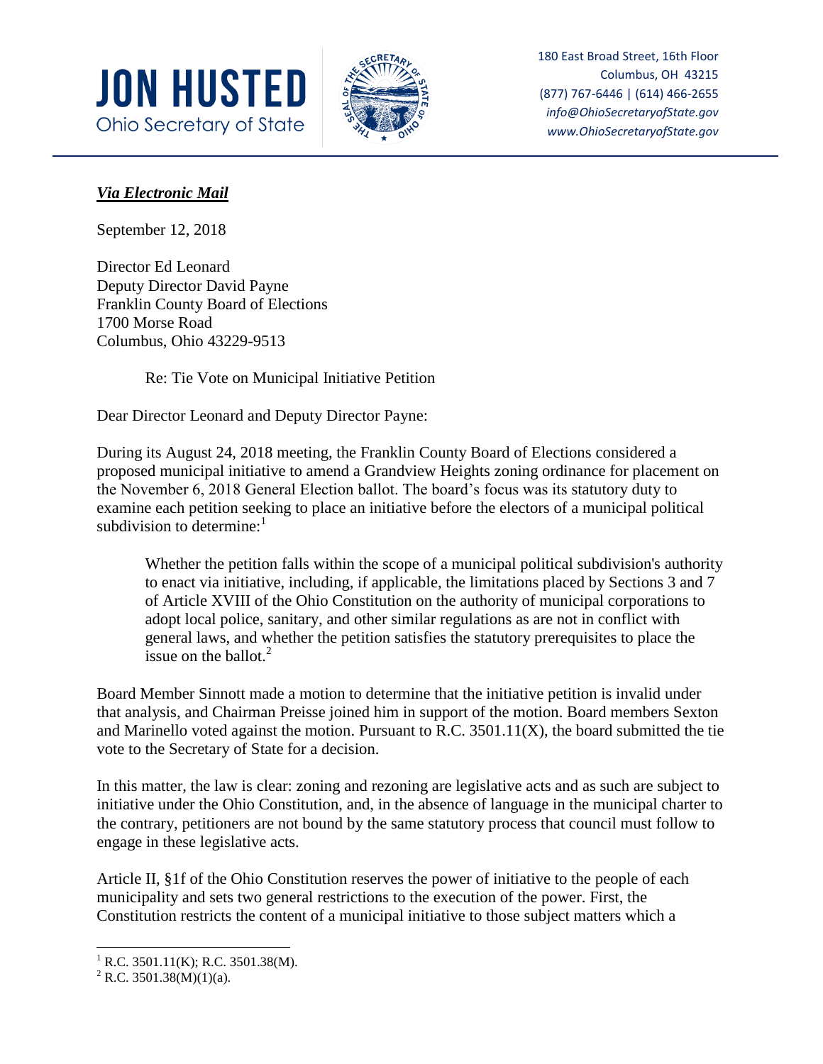# JON HUSTED

Ohio Secretary of State

180 East Broad Street, 16th Floor
Columbus, OH 43215
(877) 767-6446 | (614) 466-2655
*info@OhioSecretaryofState.gov*
*www.OhioSecretaryofState.gov*

---

***Via Electronic Mail***

September 12, 2018

Director Ed Leonard
Deputy Director David Payne
Franklin County Board of Elections
1700 Morse Road
Columbus, Ohio 43229-9513

Re: Tie Vote on Municipal Initiative Petition

Dear Director Leonard and Deputy Director Payne:

During its August 24, 2018 meeting, the Franklin County Board of Elections considered a proposed municipal initiative to amend a Grandview Heights zoning ordinance for placement on the November 6, 2018 General Election ballot. The board's focus was its statutory duty to examine each petition seeking to place an initiative before the electors of a municipal political subdivision to determine:[1]

> Whether the petition falls within the scope of a municipal political subdivision's authority to enact via initiative, including, if applicable, the limitations placed by Sections 3 and 7 of Article XVIII of the Ohio Constitution on the authority of municipal corporations to adopt local police, sanitary, and other similar regulations as are not in conflict with general laws, and whether the petition satisfies the statutory prerequisites to place the issue on the ballot.[2]

Board Member Sinnott made a motion to determine that the initiative petition is invalid under that analysis, and Chairman Preisse joined him in support of the motion. Board members Sexton and Marinello voted against the motion. Pursuant to R.C. 3501.11(X), the board submitted the tie vote to the Secretary of State for a decision.

In this matter, the law is clear: zoning and rezoning are legislative acts and as such are subject to initiative under the Ohio Constitution, and, in the absence of language in the municipal charter to the contrary, petitioners are not bound by the same statutory process that council must follow to engage in these legislative acts.

Article II, §1f of the Ohio Constitution reserves the power of initiative to the people of each municipality and sets two general restrictions to the execution of the power. First, the Constitution restricts the content of a municipal initiative to those subject matters which a

---

[1] R.C. 3501.11(K); R.C. 3501.38(M).

[2] R.C. 3501.38(M)(1)(a).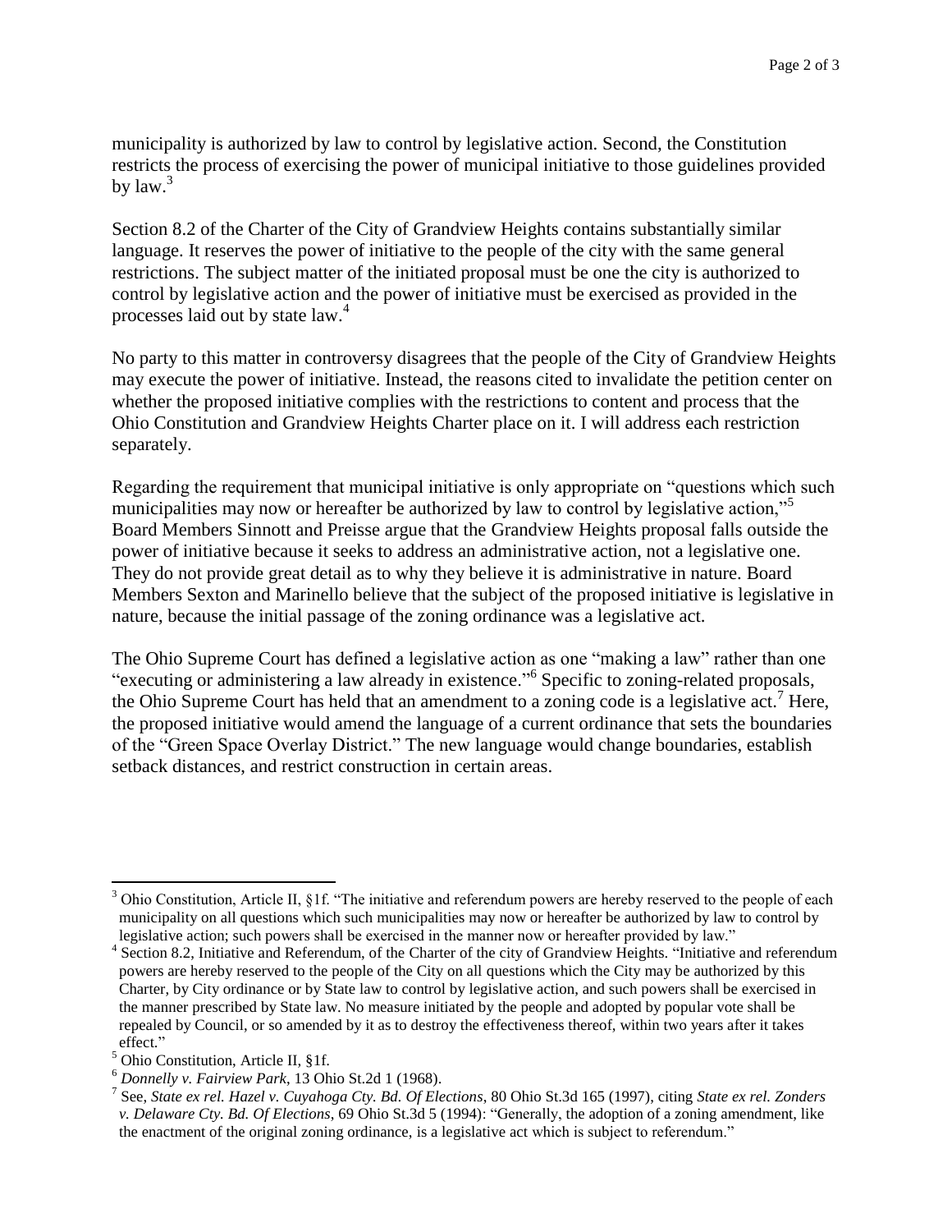municipality is authorized by law to control by legislative action. Second, the Constitution restricts the process of exercising the power of municipal initiative to those guidelines provided by law.[3]

Section 8.2 of the Charter of the City of Grandview Heights contains substantially similar language. It reserves the power of initiative to the people of the city with the same general restrictions. The subject matter of the initiated proposal must be one the city is authorized to control by legislative action and the power of initiative must be exercised as provided in the processes laid out by state law.[4]

No party to this matter in controversy disagrees that the people of the City of Grandview Heights may execute the power of initiative. Instead, the reasons cited to invalidate the petition center on whether the proposed initiative complies with the restrictions to content and process that the Ohio Constitution and Grandview Heights Charter place on it. I will address each restriction separately.

Regarding the requirement that municipal initiative is only appropriate on "questions which such municipalities may now or hereafter be authorized by law to control by legislative action,"[5] Board Members Sinnott and Preisse argue that the Grandview Heights proposal falls outside the power of initiative because it seeks to address an administrative action, not a legislative one. They do not provide great detail as to why they believe it is administrative in nature. Board Members Sexton and Marinello believe that the subject of the proposed initiative is legislative in nature, because the initial passage of the zoning ordinance was a legislative act.

The Ohio Supreme Court has defined a legislative action as one "making a law" rather than one "executing or administering a law already in existence."[6] Specific to zoning-related proposals, the Ohio Supreme Court has held that an amendment to a zoning code is a legislative act.[7] Here, the proposed initiative would amend the language of a current ordinance that sets the boundaries of the "Green Space Overlay District." The new language would change boundaries, establish setback distances, and restrict construction in certain areas.

---

[3] Ohio Constitution, Article II, §1f. "The initiative and referendum powers are hereby reserved to the people of each municipality on all questions which such municipalities may now or hereafter be authorized by law to control by legislative action; such powers shall be exercised in the manner now or hereafter provided by law."

[4] Section 8.2, Initiative and Referendum, of the Charter of the city of Grandview Heights. "Initiative and referendum powers are hereby reserved to the people of the City on all questions which the City may be authorized by this Charter, by City ordinance or by State law to control by legislative action, and such powers shall be exercised in the manner prescribed by State law. No measure initiated by the people and adopted by popular vote shall be repealed by Council, or so amended by it as to destroy the effectiveness thereof, within two years after it takes effect."

[5] Ohio Constitution, Article II, §1f.

[6] *Donnelly v. Fairview Park*, 13 Ohio St.2d 1 (1968).

[7] See, *State ex rel. Hazel v. Cuyahoga Cty. Bd. Of Elections*, 80 Ohio St.3d 165 (1997), citing *State ex rel. Zonders v. Delaware Cty. Bd. Of Elections*, 69 Ohio St.3d 5 (1994): "Generally, the adoption of a zoning amendment, like the enactment of the original zoning ordinance, is a legislative act which is subject to referendum."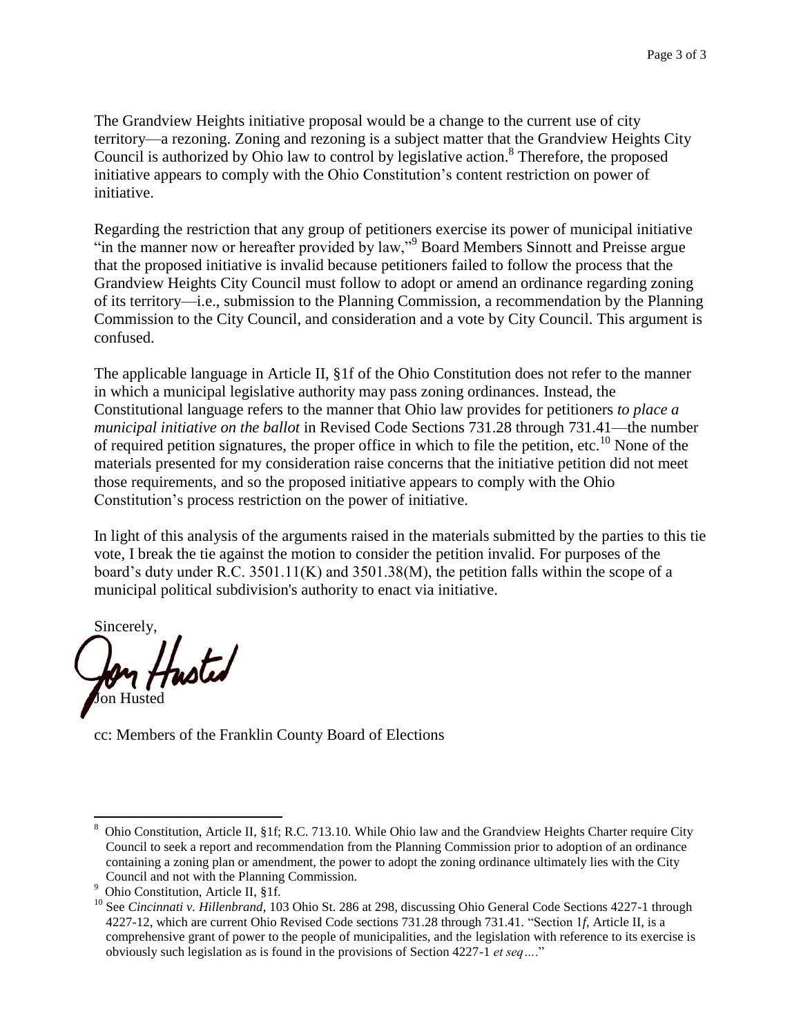The Grandview Heights initiative proposal would be a change to the current use of city territory—a rezoning. Zoning and rezoning is a subject matter that the Grandview Heights City Council is authorized by Ohio law to control by legislative action.[8] Therefore, the proposed initiative appears to comply with the Ohio Constitution's content restriction on power of initiative.

Regarding the restriction that any group of petitioners exercise its power of municipal initiative "in the manner now or hereafter provided by law,"[9] Board Members Sinnott and Preisse argue that the proposed initiative is invalid because petitioners failed to follow the process that the Grandview Heights City Council must follow to adopt or amend an ordinance regarding zoning of its territory—i.e., submission to the Planning Commission, a recommendation by the Planning Commission to the City Council, and consideration and a vote by City Council. This argument is confused.

The applicable language in Article II, §1f of the Ohio Constitution does not refer to the manner in which a municipal legislative authority may pass zoning ordinances. Instead, the Constitutional language refers to the manner that Ohio law provides for petitioners *to place a municipal initiative on the ballot* in Revised Code Sections 731.28 through 731.41—the number of required petition signatures, the proper office in which to file the petition, etc.[10] None of the materials presented for my consideration raise concerns that the initiative petition did not meet those requirements, and so the proposed initiative appears to comply with the Ohio Constitution's process restriction on the power of initiative.

In light of this analysis of the arguments raised in the materials submitted by the parties to this tie vote, I break the tie against the motion to consider the petition invalid. For purposes of the board's duty under R.C. 3501.11(K) and 3501.38(M), the petition falls within the scope of a municipal political subdivision's authority to enact via initiative.

Sincerely,

Jon Husted

cc: Members of the Franklin County Board of Elections

---

[8] Ohio Constitution, Article II, §1f; R.C. 713.10. While Ohio law and the Grandview Heights Charter require City Council to seek a report and recommendation from the Planning Commission prior to adoption of an ordinance containing a zoning plan or amendment, the power to adopt the zoning ordinance ultimately lies with the City Council and not with the Planning Commission.

[9] Ohio Constitution, Article II, §1f.

[10] See *Cincinnati v. Hillenbrand*, 103 Ohio St. 286 at 298, discussing Ohio General Code Sections 4227-1 through 4227-12, which are current Ohio Revised Code sections 731.28 through 731.41. "Section 1*f*, Article II, is a comprehensive grant of power to the people of municipalities, and the legislation with reference to its exercise is obviously such legislation as is found in the provisions of Section 4227-1 *et seq*…."